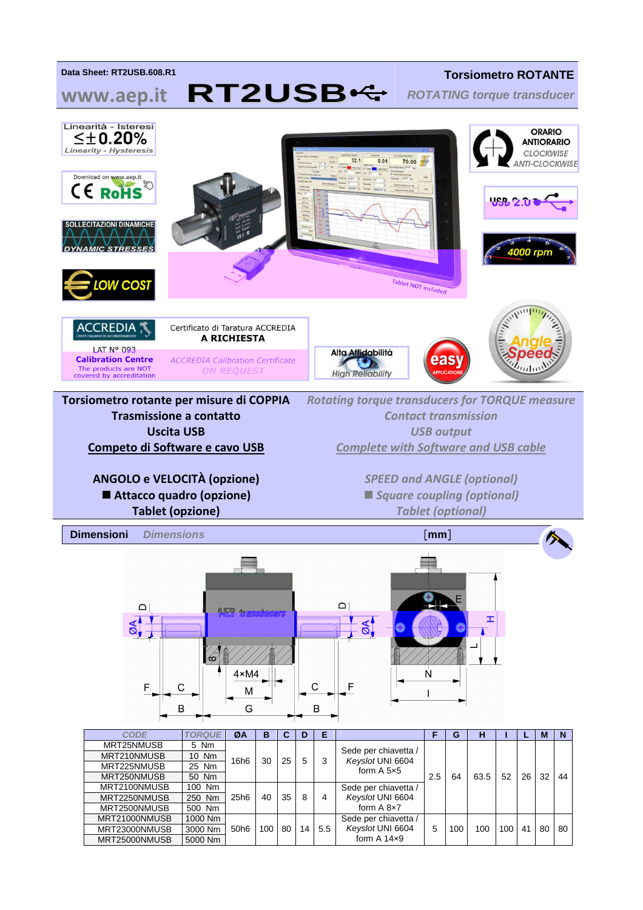Data Sheet: RT2USB.608.R1

www.aep.it **RT2USB**

# Torsiometro ROTANTE

*ROTATING torque transducer*

Linearità - Isteresi ≤±0.20% *Linearity - Hysteresis*

Download on www.aep.it CE RoHS

SOLLECITAZIONI DINAMICHE *DYNAMIC STRESSES*

LOW COST

Tablet NOT included

ORARIO ANTIORARIO *CLOCKWISE ANTI-CLOCKWISE*

USB 2.0

4000 rpm

ACCREDIA L'ENTE ITALIANO DI ACCREDITAMENTO

LAT N° 093

**Calibration Centre**

The products are NOT covered by accreditation

Certificato di Taratura ACCREDIA **A RICHIESTA**

*ACCREDIA Calibration Certificate* ***ON REQUEST***

Alta Affidabilità *High Reliability*

easy APPLICATIONS

Angle Speed

**Torsiometro rotante per misure di COPPIA**
**Trasmissione a contatto**
**Uscita USB**
**Competo di Software e cavo USB**

**ANGOLO e VELOCITÀ (opzione)**
**■ Attacco quadro (opzione)**
**Tablet (opzione)**

*Rotating torque transducers for TORQUE measure*
*Contact transmission*
*USB output*
*Complete with Software and USB cable*

*SPEED and ANGLE (optional)*
*■ Square coupling (optional)*
*Tablet (optional)*

## Dimensioni *Dimensions* [mm]

| *CODE* | *TORQUE* | ØA | B | C | D | E | | F | G | H | I | L | M | N |
|---|---|---|---|---|---|---|---|---|---|---|---|---|---|---|
| MRT25NMUSB | 5 Nm | 16h6 | 30 | 25 | 5 | 3 | Sede per chiavetta / *Keyslot* UNI 6604 form A 5×5 | 2.5 | 64 | 63.5 | 52 | 26 | 32 | 44 |
| MRT210NMUSB | 10 Nm | | | | | | | | | | | | | |
| MRT225NMUSB | 25 Nm | | | | | | | | | | | | | |
| MRT250NMUSB | 50 Nm | | | | | | | | | | | | | |
| MRT2100NMUSB | 100 Nm | 25h6 | 40 | 35 | 8 | 4 | Sede per chiavetta / *Keyslot* UNI 6604 form A 8×7 | | | | | | | |
| MRT2250NMUSB | 250 Nm | | | | | | | | | | | | | |
| MRT2500NMUSB | 500 Nm | | | | | | | | | | | | | |
| MRT21000NMUSB | 1000 Nm | 50h6 | 100 | 80 | 14 | 5.5 | Sede per chiavetta / *Keyslot* UNI 6604 form A 14×9 | 5 | 100 | 100 | 100 | 41 | 80 | 80 |
| MRT23000NMUSB | 3000 Nm | | | | | | | | | | | | | |
| MRT25000NMUSB | 5000 Nm | | | | | | | | | | | | | |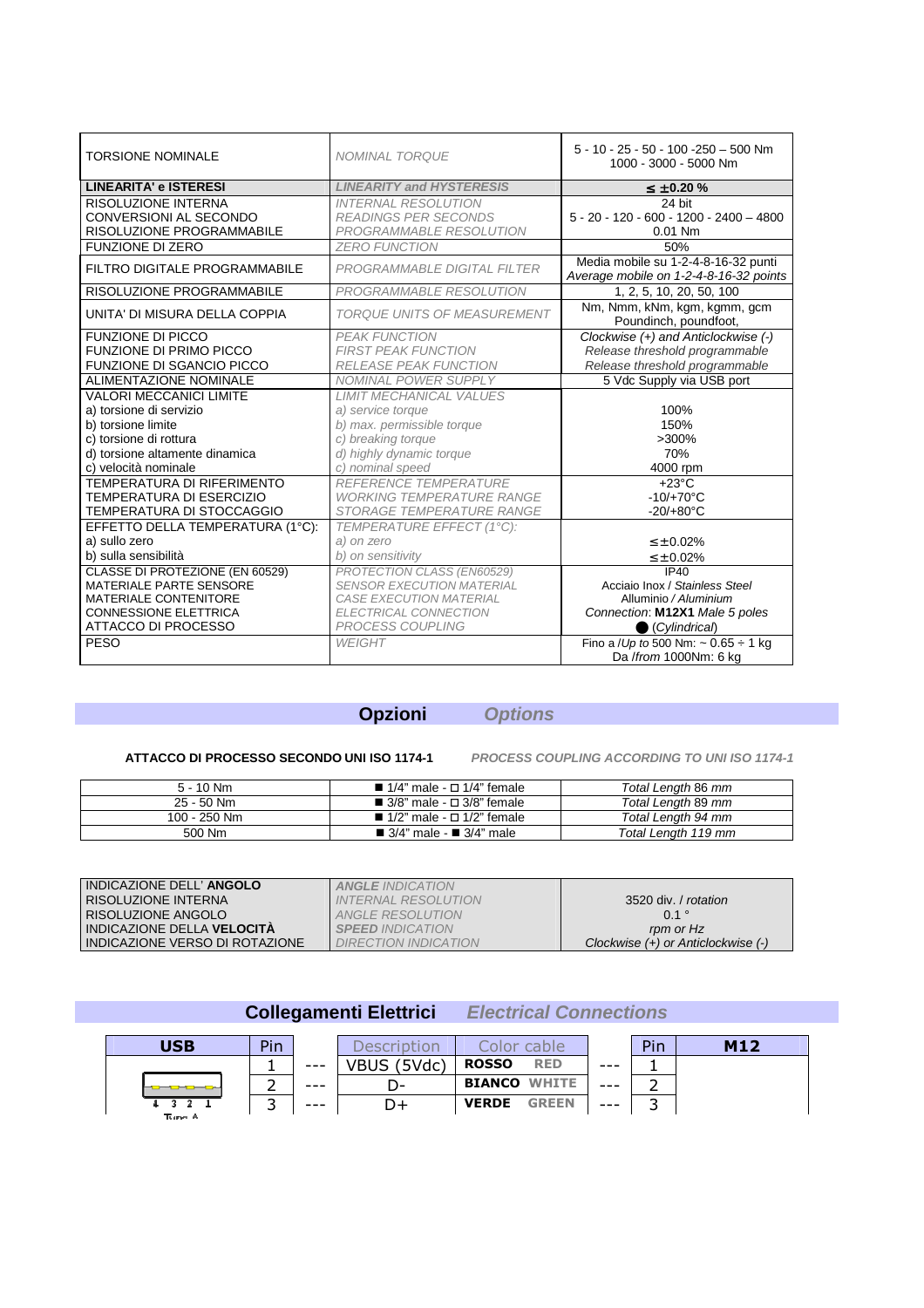| TORSIONE NOMINALE | *NOMINAL TORQUE* | 5 - 10 - 25 - 50 - 100 -250 – 500 Nm<br>1000 - 3000 - 5000 Nm |
|---|---|---|
| **LINEARITA' e ISTERESI** | ***LINEARITY and HYSTERESIS*** | **≤ ±0.20 %** |
| RISOLUZIONE INTERNA<br>CONVERSIONI AL SECONDO<br>RISOLUZIONE PROGRAMMABILE | *INTERNAL RESOLUTION*<br>*READINGS PER SECONDS*<br>*PROGRAMMABLE RESOLUTION* | 24 bit<br>5 - 20 - 120 - 600 - 1200 - 2400 – 4800<br>0.01 Nm |
| FUNZIONE DI ZERO | *ZERO FUNCTION* | 50% |
| FILTRO DIGITALE PROGRAMMABILE | *PROGRAMMABLE DIGITAL FILTER* | Media mobile su 1-2-4-8-16-32 punti<br>*Average mobile on 1-2-4-8-16-32 points* |
| RISOLUZIONE PROGRAMMABILE | *PROGRAMMABLE RESOLUTION* | 1, 2, 5, 10, 20, 50, 100 |
| UNITA' DI MISURA DELLA COPPIA | *TORQUE UNITS OF MEASUREMENT* | Nm, Nmm, kNm, kgm, kgmm, gcm<br>Poundinch, poundfoot, |
| FUNZIONE DI PICCO<br>FUNZIONE DI PRIMO PICCO<br>FUNZIONE DI SGANCIO PICCO | *PEAK FUNCTION*<br>*FIRST PEAK FUNCTION*<br>*RELEASE PEAK FUNCTION* | *Clockwise (+) and Anticlockwise (-)*<br>*Release threshold programmable*<br>*Release threshold programmable* |
| ALIMENTAZIONE NOMINALE | *NOMINAL POWER SUPPLY* | 5 Vdc Supply via USB port |
| VALORI MECCANICI LIMITE<br>a) torsione di servizio<br>b) torsione limite<br>c) torsione di rottura<br>d) torsione altamente dinamica<br>c) velocità nominale | *LIMIT MECHANICAL VALUES*<br>*a) service torque*<br>*b) max. permissible torque*<br>*c) breaking torque*<br>*d) highly dynamic torque*<br>*c) nominal speed* | <br>100%<br>150%<br>>300%<br>70%<br>4000 rpm |
| TEMPERATURA DI RIFERIMENTO<br>TEMPERATURA DI ESERCIZIO<br>TEMPERATURA DI STOCCAGGIO | *REFERENCE TEMPERATURE*<br>*WORKING TEMPERATURE RANGE*<br>*STORAGE TEMPERATURE RANGE* | +23°C<br>-10/+70°C<br>-20/+80°C |
| EFFETTO DELLA TEMPERATURA (1°C):<br>a) sullo zero<br>b) sulla sensibilità | *TEMPERATURE EFFECT (1°C):*<br>*a) on zero*<br>*b) on sensitivity* | <br>≤±0.02%<br>≤±0.02% |
| CLASSE DI PROTEZIONE (EN 60529)<br>MATERIALE PARTE SENSORE<br>MATERIALE CONTENITORE<br>CONNESSIONE ELETTRICA<br>ATTACCO DI PROCESSO | *PROTECTION CLASS (EN60529)*<br>*SENSOR EXECUTION MATERIAL*<br>*CASE EXECUTION MATERIAL*<br>*ELECTRICAL CONNECTION*<br>*PROCESS COUPLING* | IP40<br>Acciaio Inox / *Stainless Steel*<br>Alluminio / *Aluminium*<br>*Connection:* **M12X1** *Male 5 poles*<br>● (*Cylindrical*) |
| PESO | *WEIGHT* | Fino a /*Up to* 500 Nm: ~ 0.65 ÷ 1 kg<br>Da /*from* 1000Nm: 6 kg |

## Opzioni *Options*

**ATTACCO DI PROCESSO SECONDO UNI ISO 1174-1** ***PROCESS COUPLING ACCORDING TO UNI ISO 1174-1***

| 5 - 10 Nm | ■ 1/4" male - □ 1/4" female | *Total Length 86 mm* |
|---|---|---|
| 25 - 50 Nm | ■ 3/8" male - □ 3/8" female | *Total Length 89 mm* |
| 100 - 250 Nm | ■ 1/2" male - □ 1/2" female | *Total Length 94 mm* |
| 500 Nm | ■ 3/4" male - ■ 3/4" male | *Total Length 119 mm* |

| INDICAZIONE DELL' **ANGOLO**<br>RISOLUZIONE INTERNA<br>RISOLUZIONE ANGOLO<br>INDICAZIONE DELLA **VELOCITÀ**<br>INDICAZIONE VERSO DI ROTAZIONE | ***ANGLE** INDICATION*<br>*INTERNAL RESOLUTION*<br>*ANGLE RESOLUTION*<br>***SPEED** INDICATION*<br>*DIRECTION INDICATION* | <br>3520 div. / *rotation*<br>0.1 °<br>*rpm or Hz*<br>*Clockwise (+) or Anticlockwise (-)* |
|---|---|---|

## Collegamenti Elettrici *Electrical Connections*

| USB | Pin | | Description | Color cable | | Pin | M12 |
|---|---|---|---|---|---|---|---|
| 4 3 2 1<br>Type A | 1 | --- | VBUS (5Vdc) | **ROSSO** **RED** | --- | 1 | |
| | 2 | --- | D- | **BIANCO** **WHITE** | --- | 2 | |
| | 3 | --- | D+ | **VERDE** **GREEN** | --- | 3 | |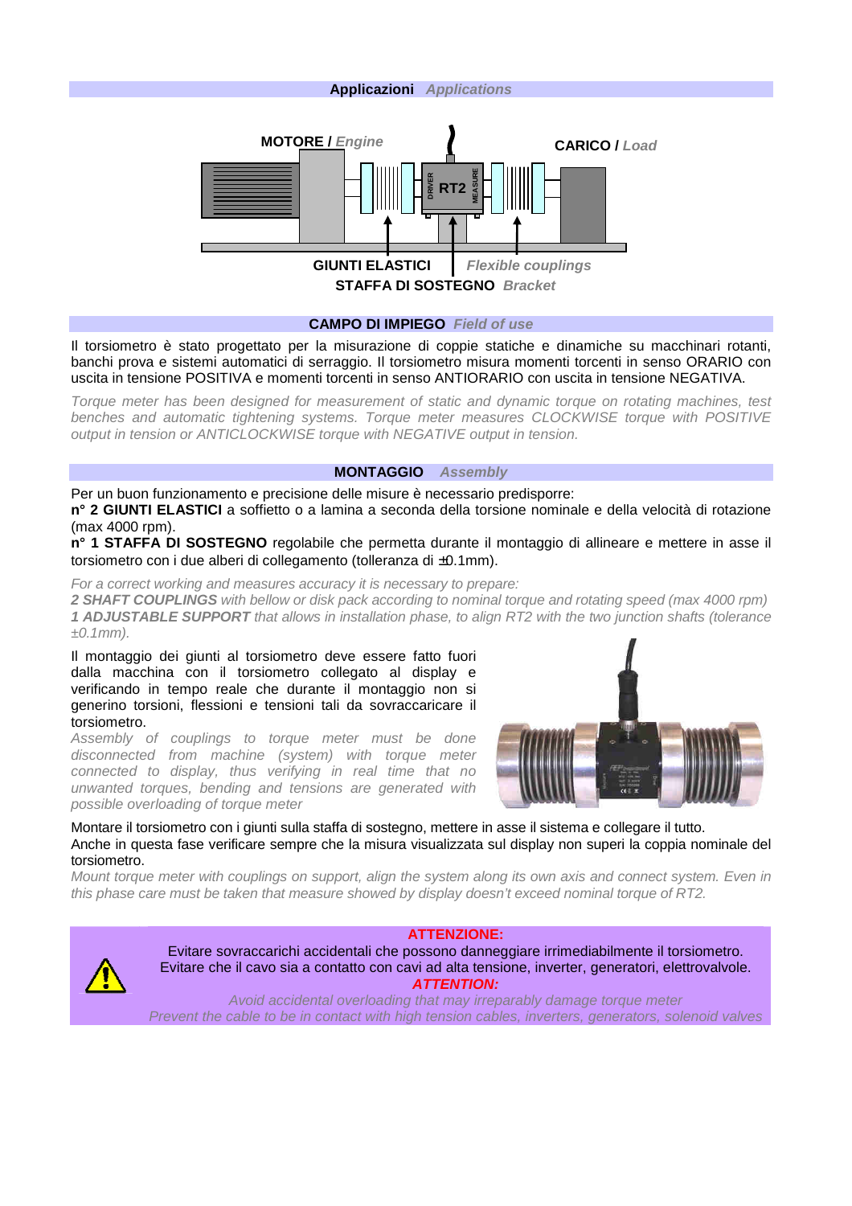## Applicazioni *Applications*

MOTORE / *Engine*

CARICO / *Load*

GIUNTI ELASTICI *Flexible couplings*

STAFFA DI SOSTEGNO *Bracket*

## CAMPO DI IMPIEGO *Field of use*

Il torsiometro è stato progettato per la misurazione di coppie statiche e dinamiche su macchinari rotanti, banchi prova e sistemi automatici di serraggio. Il torsiometro misura momenti torcenti in senso ORARIO con uscita in tensione POSITIVA e momenti torcenti in senso ANTIORARIO con uscita in tensione NEGATIVA.

*Torque meter has been designed for measurement of static and dynamic torque on rotating machines, test benches and automatic tightening systems. Torque meter measures CLOCKWISE torque with POSITIVE output in tension or ANTICLOCKWISE torque with NEGATIVE output in tension.*

## MONTAGGIO *Assembly*

Per un buon funzionamento e precisione delle misure è necessario predisporre:
**n° 2 GIUNTI ELASTICI** a soffietto o a lamina a seconda della torsione nominale e della velocità di rotazione (max 4000 rpm).
**n° 1 STAFFA DI SOSTEGNO** regolabile che permetta durante il montaggio di allineare e mettere in asse il torsiometro con i due alberi di collegamento (tolleranza di ±0.1mm).

*For a correct working and measures accuracy it is necessary to prepare:*
***2 SHAFT COUPLINGS** with bellow or disk pack according to nominal torque and rotating speed (max 4000 rpm)*
***1 ADJUSTABLE SUPPORT** that allows in installation phase, to align RT2 with the two junction shafts (tolerance ±0.1mm).*

Il montaggio dei giunti al torsiometro deve essere fatto fuori dalla macchina con il torsiometro collegato al display e verificando in tempo reale che durante il montaggio non si generino torsioni, flessioni e tensioni tali da sovraccaricare il torsiometro.

*Assembly of couplings to torque meter must be done disconnected from machine (system) with torque meter connected to display, thus verifying in real time that no unwanted torques, bending and tensions are generated with possible overloading of torque meter*

Montare il torsiometro con i giunti sulla staffa di sostegno, mettere in asse il sistema e collegare il tutto.
Anche in questa fase verificare sempre che la misura visualizzata sul display non superi la coppia nominale del torsiometro.

*Mount torque meter with couplings on support, align the system along its own axis and connect system. Even in this phase care must be taken that measure showed by display doesn't exceed nominal torque of RT2.*

**ATTENZIONE:**
Evitare sovraccarichi accidentali che possono danneggiare irrimediabilmente il torsiometro.
Evitare che il cavo sia a contatto con cavi ad alta tensione, inverter, generatori, elettrovalvole.

***ATTENTION:***
*Avoid accidental overloading that may irreparably damage torque meter*
*Prevent the cable to be in contact with high tension cables, inverters, generators, solenoid valves*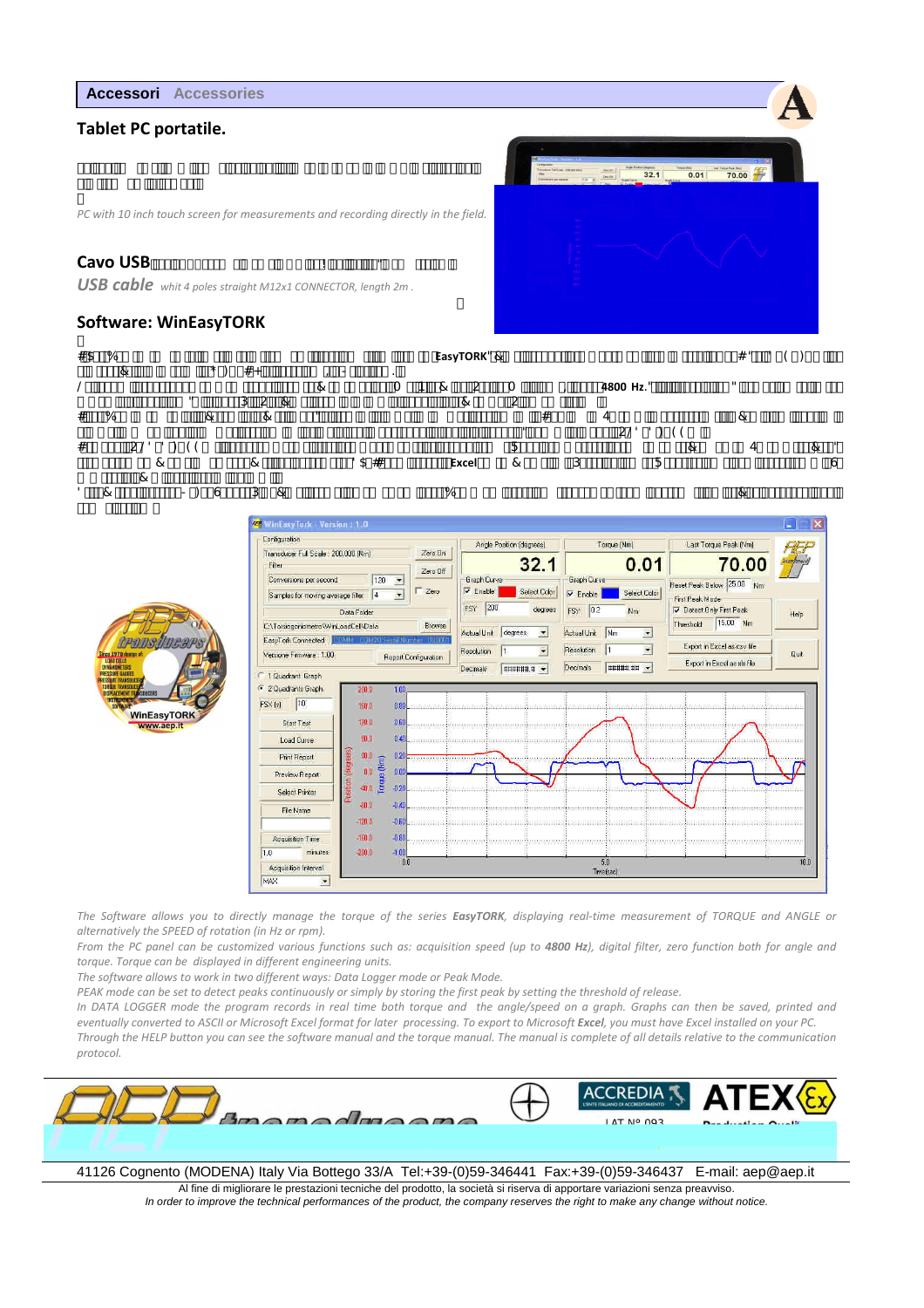**Accessori** Accessories

## Tablet PC portatile.

*PC with 10 inch touch screen for measurements and recording directly in the field.*

## Cavo USB

***USB cable*** *whit 4 poles straight M12x1 CONNECTOR, length 2m .*

## Software: WinEasyTORK

*The Software allows you to directly manage the torque of the series **EasyTORK**, displaying real-time measurement of TORQUE and ANGLE or alternatively the SPEED of rotation (in Hz or rpm).*

*From the PC panel can be customized various functions such as: acquisition speed (up to **4800 Hz**), digital filter, zero function both for angle and torque. Torque can be displayed in different engineering units.*

*The software allows to work in two different ways: Data Logger mode or Peak Mode.*

*PEAK mode can be set to detect peaks continuously or simply by storing the first peak by setting the threshold of release.*

*In DATA LOGGER mode the program records in real time both torque and the angle/speed on a graph. Graphs can then be saved, printed and eventually converted to ASCII or Microsoft Excel format for later processing. To export to Microsoft **Excel**, you must have Excel installed on your PC.*

*Through the HELP button you can see the software manual and the torque manual. The manual is complete of all details relative to the communication protocol.*

41126 Cognento (MODENA) Italy Via Bottego 33/A Tel:+39-(0)59-346441 Fax:+39-(0)59-346437 E-mail: aep@aep.it

Al fine di migliorare le prestazioni tecniche del prodotto, la società si riserva di apportare variazioni senza preavviso.

*In order to improve the technical performances of the product, the company reserves the right to make any change without notice.*